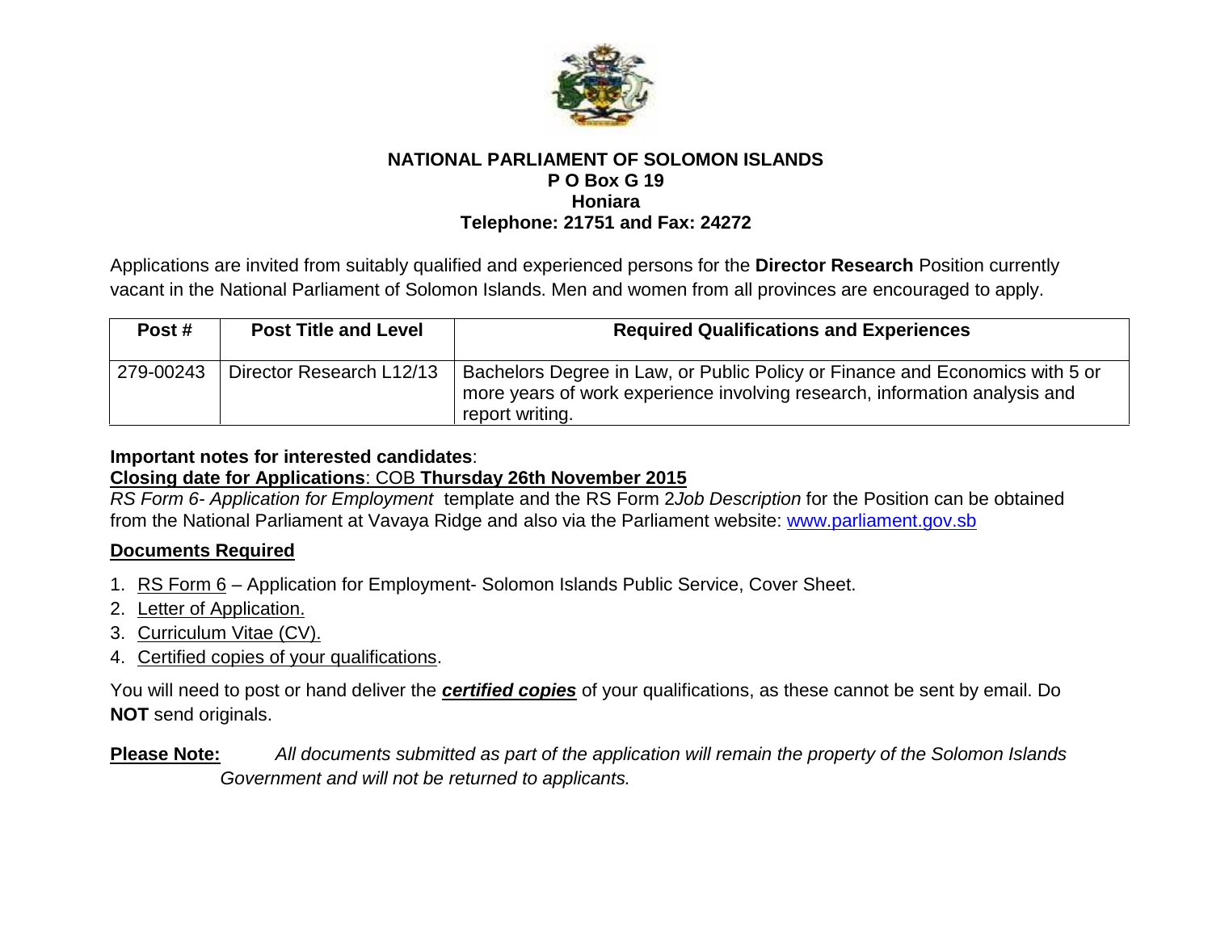**NATIONAL PARLIAMENT OF SOLOMON ISLANDS**
**P O Box G 19**
**Honiara**
**Telephone: 21751 and Fax: 24272**

Applications are invited from suitably qualified and experienced persons for the **Director Research** Position currently vacant in the National Parliament of Solomon Islands. Men and women from all provinces are encouraged to apply.

| Post # | Post Title and Level | Required Qualifications and Experiences |
|---|---|---|
| 279-00243 | Director Research L12/13 | Bachelors Degree in Law, or Public Policy or Finance and Economics with 5 or more years of work experience involving research, information analysis and report writing. |

**Important notes for interested candidates**:

**Closing date for Applications**: COB **Thursday 26th November 2015**

*RS Form 6- Application for Employment* template and the RS Form 2*Job Description* for the Position can be obtained from the National Parliament at Vavaya Ridge and also via the Parliament website: www.parliament.gov.sb

**Documents Required**

1. RS Form 6 – Application for Employment- Solomon Islands Public Service, Cover Sheet.
2. Letter of Application.
3. Curriculum Vitae (CV).
4. Certified copies of your qualifications.

You will need to post or hand deliver the ***certified copies*** of your qualifications, as these cannot be sent by email. Do **NOT** send originals.

**Please Note:** *All documents submitted as part of the application will remain the property of the Solomon Islands Government and will not be returned to applicants.*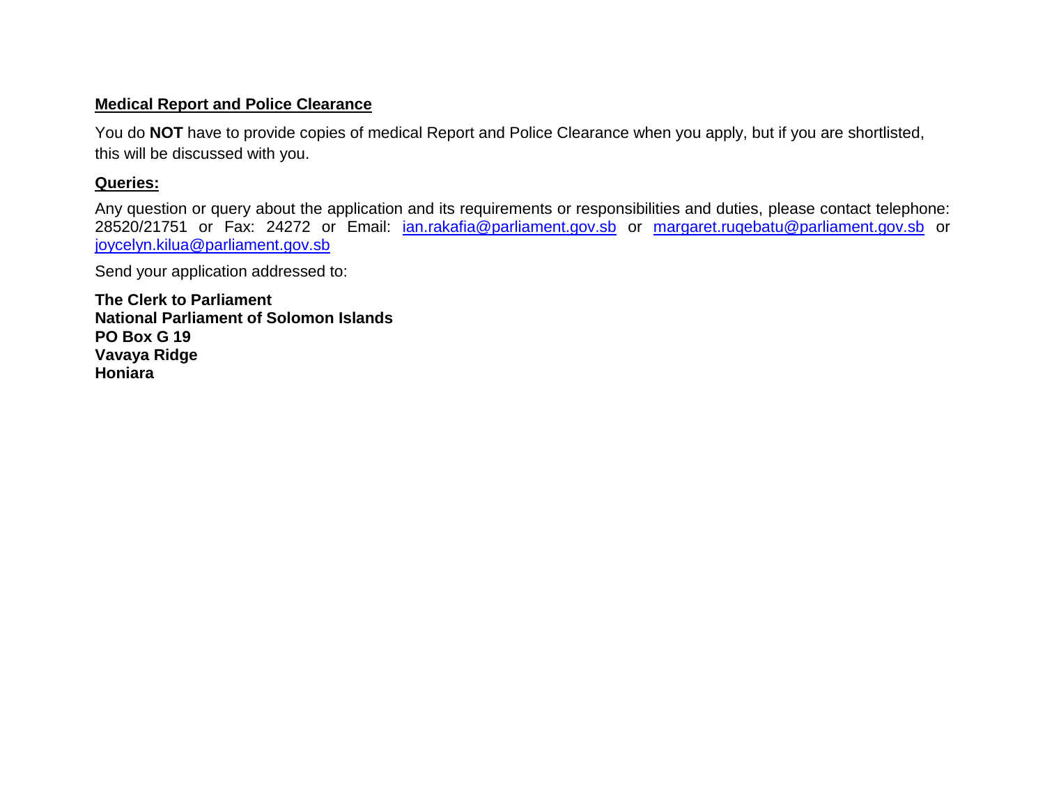**<u>Medical Report and Police Clearance</u>**

You do **NOT** have to provide copies of medical Report and Police Clearance when you apply, but if you are shortlisted, this will be discussed with you.

**<u>Queries:</u>**

Any question or query about the application and its requirements or responsibilities and duties, please contact telephone: 28520/21751 or Fax: 24272 or Email: ian.rakafia@parliament.gov.sb or margaret.ruqebatu@parliament.gov.sb or joycelyn.kilua@parliament.gov.sb

Send your application addressed to:

**The Clerk to Parliament**
**National Parliament of Solomon Islands**
**PO Box G 19**
**Vavaya Ridge**
**Honiara**